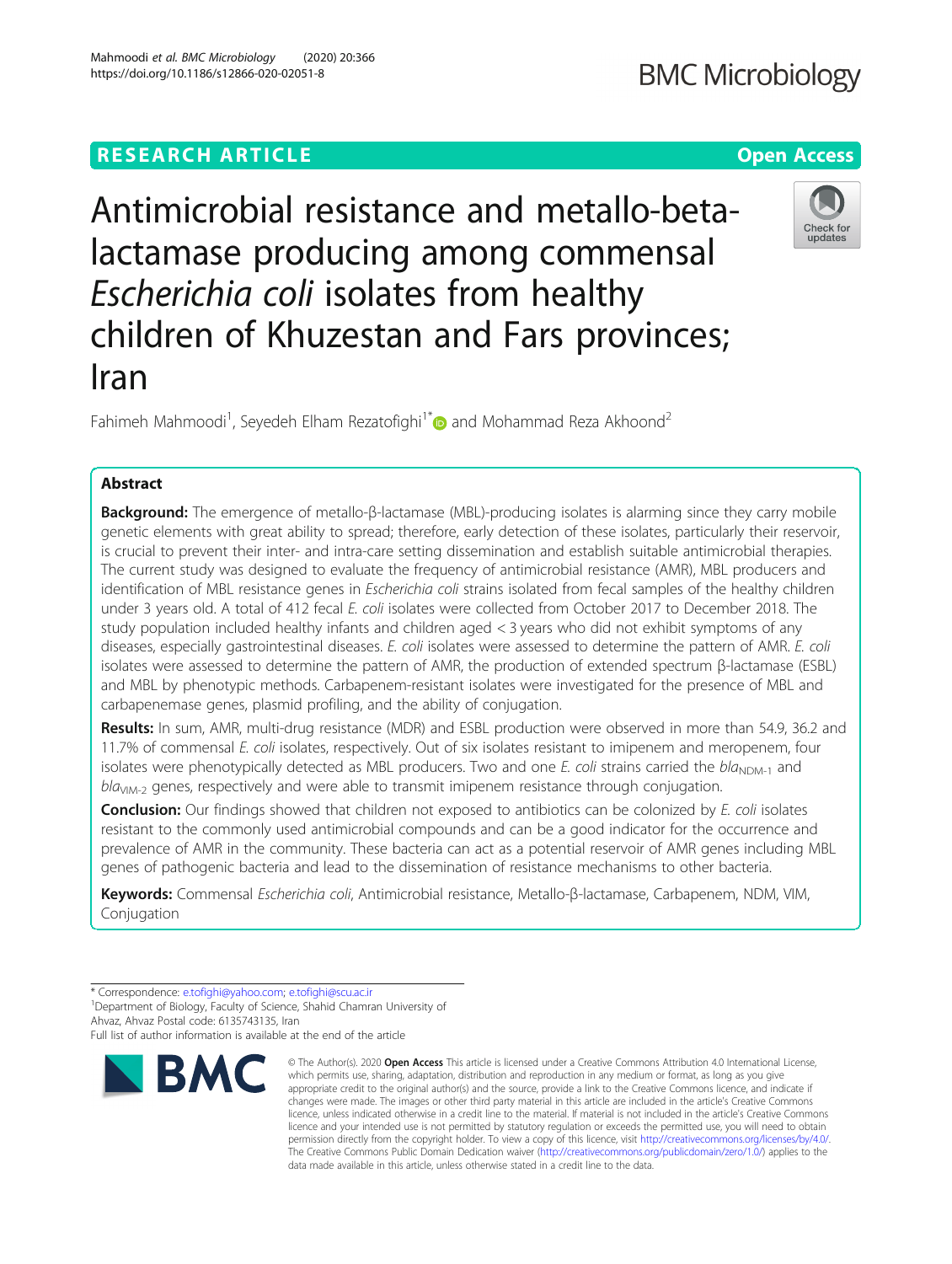RESEARCH ARTICLE

Open Access

# Antimicrobial resistance and metallo-beta-lactamase producing among commensal *Escherichia coli* isolates from healthy children of Khuzestan and Fars provinces; Iran

Fahimeh Mahmoodi[1], Seyedeh Elham Rezatofighi[1*] and Mohammad Reza Akhoond[2]

## Abstract

**Background:** The emergence of metallo-β-lactamase (MBL)-producing isolates is alarming since they carry mobile genetic elements with great ability to spread; therefore, early detection of these isolates, particularly their reservoir, is crucial to prevent their inter- and intra-care setting dissemination and establish suitable antimicrobial therapies. The current study was designed to evaluate the frequency of antimicrobial resistance (AMR), MBL producers and identification of MBL resistance genes in *Escherichia coli* strains isolated from fecal samples of the healthy children under 3 years old. A total of 412 fecal *E. coli* isolates were collected from October 2017 to December 2018. The study population included healthy infants and children aged < 3 years who did not exhibit symptoms of any diseases, especially gastrointestinal diseases. *E. coli* isolates were assessed to determine the pattern of AMR. *E. coli* isolates were assessed to determine the pattern of AMR, the production of extended spectrum β-lactamase (ESBL) and MBL by phenotypic methods. Carbapenem-resistant isolates were investigated for the presence of MBL and carbapenemase genes, plasmid profiling, and the ability of conjugation.

**Results:** In sum, AMR, multi-drug resistance (MDR) and ESBL production were observed in more than 54.9, 36.2 and 11.7% of commensal *E. coli* isolates, respectively. Out of six isolates resistant to imipenem and meropenem, four isolates were phenotypically detected as MBL producers. Two and one *E. coli* strains carried the $bla_{NDM\text{-}1}$ and $bla_{VIM\text{-}2}$ genes, respectively and were able to transmit imipenem resistance through conjugation.

**Conclusion:** Our findings showed that children not exposed to antibiotics can be colonized by *E. coli* isolates resistant to the commonly used antimicrobial compounds and can be a good indicator for the occurrence and prevalence of AMR in the community. These bacteria can act as a potential reservoir of AMR genes including MBL genes of pathogenic bacteria and lead to the dissemination of resistance mechanisms to other bacteria.

**Keywords:** Commensal *Escherichia coli*, Antimicrobial resistance, Metallo-β-lactamase, Carbapenem, NDM, VIM, Conjugation

\* Correspondence: e.tofighi@yahoo.com; e.tofighi@scu.ac.ir
[1]Department of Biology, Faculty of Science, Shahid Chamran University of Ahvaz, Ahvaz Postal code: 6135743135, Iran
Full list of author information is available at the end of the article

© The Author(s). 2020 **Open Access** This article is licensed under a Creative Commons Attribution 4.0 International License, which permits use, sharing, adaptation, distribution and reproduction in any medium or format, as long as you give appropriate credit to the original author(s) and the source, provide a link to the Creative Commons licence, and indicate if changes were made. The images or other third party material in this article are included in the article's Creative Commons licence, unless indicated otherwise in a credit line to the material. If material is not included in the article's Creative Commons licence and your intended use is not permitted by statutory regulation or exceeds the permitted use, you will need to obtain permission directly from the copyright holder. To view a copy of this licence, visit http://creativecommons.org/licenses/by/4.0/. The Creative Commons Public Domain Dedication waiver (http://creativecommons.org/publicdomain/zero/1.0/) applies to the data made available in this article, unless otherwise stated in a credit line to the data.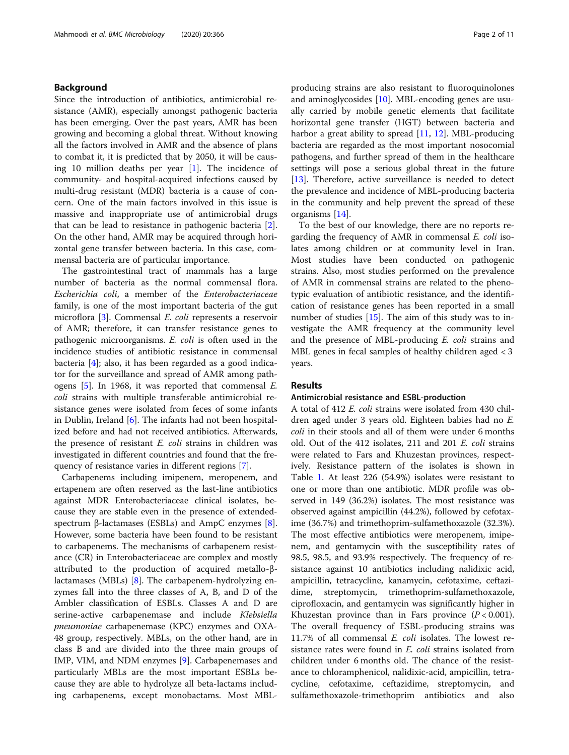## Background

Since the introduction of antibiotics, antimicrobial resistance (AMR), especially amongst pathogenic bacteria has been emerging. Over the past years, AMR has been growing and becoming a global threat. Without knowing all the factors involved in AMR and the absence of plans to combat it, it is predicted that by 2050, it will be causing 10 million deaths per year [1]. The incidence of community- and hospital-acquired infections caused by multi-drug resistant (MDR) bacteria is a cause of concern. One of the main factors involved in this issue is massive and inappropriate use of antimicrobial drugs that can be lead to resistance in pathogenic bacteria [2]. On the other hand, AMR may be acquired through horizontal gene transfer between bacteria. In this case, commensal bacteria are of particular importance.

The gastrointestinal tract of mammals has a large number of bacteria as the normal commensal flora. *Escherichia coli*, a member of the *Enterobacteriaceae* family, is one of the most important bacteria of the gut microflora [3]. Commensal *E. coli* represents a reservoir of AMR; therefore, it can transfer resistance genes to pathogenic microorganisms. *E. coli* is often used in the incidence studies of antibiotic resistance in commensal bacteria [4]; also, it has been regarded as a good indicator for the surveillance and spread of AMR among pathogens [5]. In 1968, it was reported that commensal *E. coli* strains with multiple transferable antimicrobial resistance genes were isolated from feces of some infants in Dublin, Ireland [6]. The infants had not been hospitalized before and had not received antibiotics. Afterwards, the presence of resistant *E. coli* strains in children was investigated in different countries and found that the frequency of resistance varies in different regions [7].

Carbapenems including imipenem, meropenem, and ertapenem are often reserved as the last-line antibiotics against MDR Enterobacteriaceae clinical isolates, because they are stable even in the presence of extended-spectrum β-lactamases (ESBLs) and AmpC enzymes [8]. However, some bacteria have been found to be resistant to carbapenems. The mechanisms of carbapenem resistance (CR) in Enterobacteriaceae are complex and mostly attributed to the production of acquired metallo-β-lactamases (MBLs) [8]. The carbapenem-hydrolyzing enzymes fall into the three classes of A, B, and D of the Ambler classification of ESBLs. Classes A and D are serine-active carbapenemase and include *Klebsiella pneumoniae* carbapenemase (KPC) enzymes and OXA-48 group, respectively. MBLs, on the other hand, are in class B and are divided into the three main groups of IMP, VIM, and NDM enzymes [9]. Carbapenemases and particularly MBLs are the most important ESBLs because they are able to hydrolyze all beta-lactams including carbapenems, except monobactams. Most MBL-producing strains are also resistant to fluoroquinolones and aminoglycosides [10]. MBL-encoding genes are usually carried by mobile genetic elements that facilitate horizontal gene transfer (HGT) between bacteria and harbor a great ability to spread [11, 12]. MBL-producing bacteria are regarded as the most important nosocomial pathogens, and further spread of them in the healthcare settings will pose a serious global threat in the future [13]. Therefore, active surveillance is needed to detect the prevalence and incidence of MBL-producing bacteria in the community and help prevent the spread of these organisms [14].

To the best of our knowledge, there are no reports regarding the frequency of AMR in commensal *E. coli* isolates among children or at community level in Iran. Most studies have been conducted on pathogenic strains. Also, most studies performed on the prevalence of AMR in commensal strains are related to the phenotypic evaluation of antibiotic resistance, and the identification of resistance genes has been reported in a small number of studies [15]. The aim of this study was to investigate the AMR frequency at the community level and the presence of MBL-producing *E. coli* strains and MBL genes in fecal samples of healthy children aged < 3 years.

## Results

### Antimicrobial resistance and ESBL-production

A total of 412 *E. coli* strains were isolated from 430 children aged under 3 years old. Eighteen babies had no *E. coli* in their stools and all of them were under 6 months old. Out of the 412 isolates, 211 and 201 *E. coli* strains were related to Fars and Khuzestan provinces, respectively. Resistance pattern of the isolates is shown in Table 1. At least 226 (54.9%) isolates were resistant to one or more than one antibiotic. MDR profile was observed in 149 (36.2%) isolates. The most resistance was observed against ampicillin (44.2%), followed by cefotaxime (36.7%) and trimethoprim-sulfamethoxazole (32.3%). The most effective antibiotics were meropenem, imipenem, and gentamycin with the susceptibility rates of 98.5, 98.5, and 93.9% respectively. The frequency of resistance against 10 antibiotics including nalidixic acid, ampicillin, tetracycline, kanamycin, cefotaxime, ceftazidime, streptomycin, trimethoprim-sulfamethoxazole, ciprofloxacin, and gentamycin was significantly higher in Khuzestan province than in Fars province ($P < 0.001$). The overall frequency of ESBL-producing strains was 11.7% of all commensal *E. coli* isolates. The lowest resistance rates were found in *E. coli* strains isolated from children under 6 months old. The chance of the resistance to chloramphenicol, nalidixic-acid, ampicillin, tetracycline, cefotaxime, ceftazidime, streptomycin, and sulfamethoxazole-trimethoprim antibiotics and also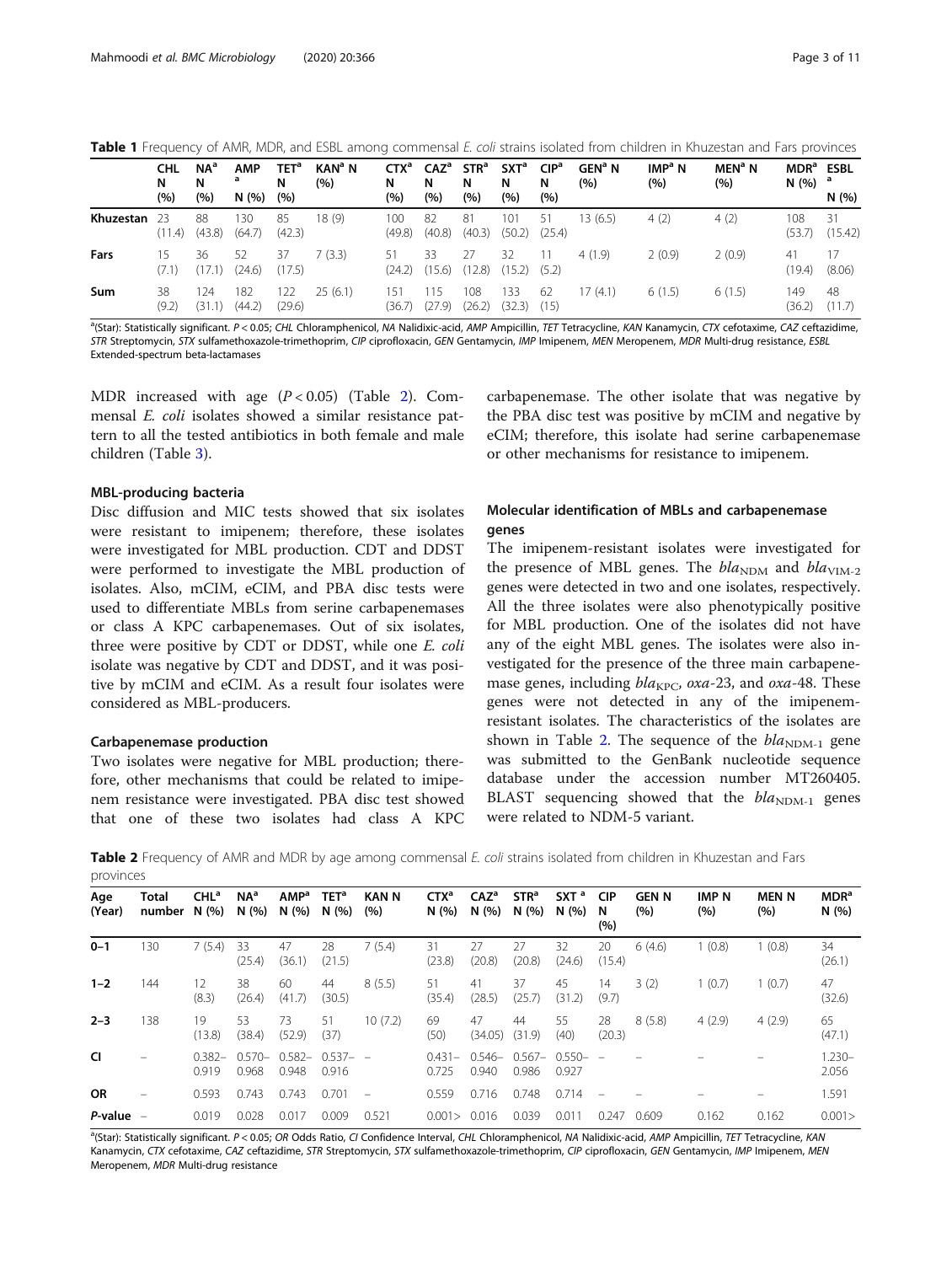**Table 1** Frequency of AMR, MDR, and ESBL among commensal *E. coli* strains isolated from children in Khuzestan and Fars provinces

| | CHL N (%) | NA[a] N (%) | AMP[a] N (%) | TET[a] N (%) | KAN[a] N (%) | CTX[a] N (%) | CAZ[a] N (%) | STR[a] N (%) | SXT[a] N (%) | CIP[a] N (%) | GEN[a] N (%) | IMP[a] N (%) | MEN[a] N (%) | MDR[a] N (%) | ESBL[a] N (%) |
|---|---|---|---|---|---|---|---|---|---|---|---|---|---|---|---|
| **Khuzestan** | 23 (11.4) | 88 (43.8) | 130 (64.7) | 85 (42.3) | 18 (9) | 100 (49.8) | 82 (40.8) | 81 (40.3) | 101 (50.2) | 51 (25.4) | 13 (6.5) | 4 (2) | 4 (2) | 108 (53.7) | 31 (15.42) |
| **Fars** | 15 (7.1) | 36 (17.1) | 52 (24.6) | 37 (17.5) | 7 (3.3) | 51 (24.2) | 33 (15.6) | 27 (12.8) | 32 (15.2) | 11 (5.2) | 4 (1.9) | 2 (0.9) | 2 (0.9) | 41 (19.4) | 17 (8.06) |
| **Sum** | 38 (9.2) | 124 (31.1) | 182 (44.2) | 122 (29.6) | 25 (6.1) | 151 (36.7) | 115 (27.9) | 108 (26.2) | 133 (32.3) | 62 (15) | 17 (4.1) | 6 (1.5) | 6 (1.5) | 149 (36.2) | 48 (11.7) |

[a](Star): Statistically significant. $P < 0.05$; *CHL* Chloramphenicol, *NA* Nalidixic-acid, *AMP* Ampicillin, *TET* Tetracycline, *KAN* Kanamycin, *CTX* cefotaxime, *CAZ* ceftazidime, *STR* Streptomycin, *STX* sulfamethoxazole-trimethoprim, *CIP* ciprofloxacin, *GEN* Gentamycin, *IMP* Imipenem, *MEN* Meropenem, *MDR* Multi-drug resistance, *ESBL* Extended-spectrum beta-lactamases

MDR increased with age ($P < 0.05$) (Table 2). Commensal *E. coli* isolates showed a similar resistance pattern to all the tested antibiotics in both female and male children (Table 3).

### MBL-producing bacteria

Disc diffusion and MIC tests showed that six isolates were resistant to imipenem; therefore, these isolates were investigated for MBL production. CDT and DDST were performed to investigate the MBL production of isolates. Also, mCIM, eCIM, and PBA disc tests were used to differentiate MBLs from serine carbapenemases or class A KPC carbapenemases. Out of six isolates, three were positive by CDT or DDST, while one *E. coli* isolate was negative by CDT and DDST, and it was positive by mCIM and eCIM. As a result four isolates were considered as MBL-producers.

### Carbapenemase production

Two isolates were negative for MBL production; therefore, other mechanisms that could be related to imipenem resistance were investigated. PBA disc test showed that one of these two isolates had class A KPC carbapenemase. The other isolate that was negative by the PBA disc test was positive by mCIM and negative by eCIM; therefore, this isolate had serine carbapenemase or other mechanisms for resistance to imipenem.

### Molecular identification of MBLs and carbapenemase genes

The imipenem-resistant isolates were investigated for the presence of MBL genes. The $bla_{NDM}$ and $bla_{VIM-2}$ genes were detected in two and one isolates, respectively. All the three isolates were also phenotypically positive for MBL production. One of the isolates did not have any of the eight MBL genes. The isolates were also investigated for the presence of the three main carbapenemase genes, including $bla_{KPC}$, *oxa*-23, and *oxa*-48. These genes were not detected in any of the imipenem-resistant isolates. The characteristics of the isolates are shown in Table 2. The sequence of the $bla_{NDM-1}$ gene was submitted to the GenBank nucleotide sequence database under the accession number MT260405. BLAST sequencing showed that the $bla_{NDM-1}$ genes were related to NDM-5 variant.

**Table 2** Frequency of AMR and MDR by age among commensal *E. coli* strains isolated from children in Khuzestan and Fars provinces

| Age (Year) | Total number | CHL[a] N (%) | NA[a] N (%) | AMP[a] N (%) | TET[a] N (%) | KAN N (%) | CTX[a] N (%) | CAZ[a] N (%) | STR[a] N (%) | SXT[a] N (%) | CIP N (%) | GEN N (%) | IMP N (%) | MEN N (%) | MDR[a] N (%) |
|---|---|---|---|---|---|---|---|---|---|---|---|---|---|---|---|
| **0–1** | 130 | 7 (5.4) | 33 (25.4) | 47 (36.1) | 28 (21.5) | 7 (5.4) | 31 (23.8) | 27 (20.8) | 27 (20.8) | 32 (24.6) | 20 (15.4) | 6 (4.6) | 1 (0.8) | 1 (0.8) | 34 (26.1) |
| **1–2** | 144 | 12 (8.3) | 38 (26.4) | 60 (41.7) | 44 (30.5) | 8 (5.5) | 51 (35.4) | 41 (28.5) | 37 (25.7) | 45 (31.2) | 14 (9.7) | 3 (2) | 1 (0.7) | 1 (0.7) | 47 (32.6) |
| **2–3** | 138 | 19 (13.8) | 53 (38.4) | 73 (52.9) | 51 (37) | 10 (7.2) | 69 (50) | 47 (34.05) | 44 (31.9) | 55 (40) | 28 (20.3) | 8 (5.8) | 4 (2.9) | 4 (2.9) | 65 (47.1) |
| **CI** | – | 0.382–0.919 | 0.570–0.968 | 0.582–0.948 | 0.537–0.916 | – | 0.431–0.725 | 0.546–0.940 | 0.567–0.986 | 0.550–0.927 | – | – | – | – | 1.230–2.056 |
| **OR** | – | 0.593 | 0.743 | 0.743 | 0.701 | – | 0.559 | 0.716 | 0.748 | 0.714 | – | – | – | – | 1.591 |
| ***P*-value** | – | 0.019 | 0.028 | 0.017 | 0.009 | 0.521 | 0.001> | 0.016 | 0.039 | 0.011 | 0.247 | 0.609 | 0.162 | 0.162 | 0.001> |

[a](Star): Statistically significant. $P < 0.05$; *OR* Odds Ratio, *CI* Confidence Interval, *CHL* Chloramphenicol, *NA* Nalidixic-acid, *AMP* Ampicillin, *TET* Tetracycline, *KAN* Kanamycin, *CTX* cefotaxime, *CAZ* ceftazidime, *STR* Streptomycin, *STX* sulfamethoxazole-trimethoprim, *CIP* ciprofloxacin, *GEN* Gentamycin, *IMP* Imipenem, *MEN* Meropenem, *MDR* Multi-drug resistance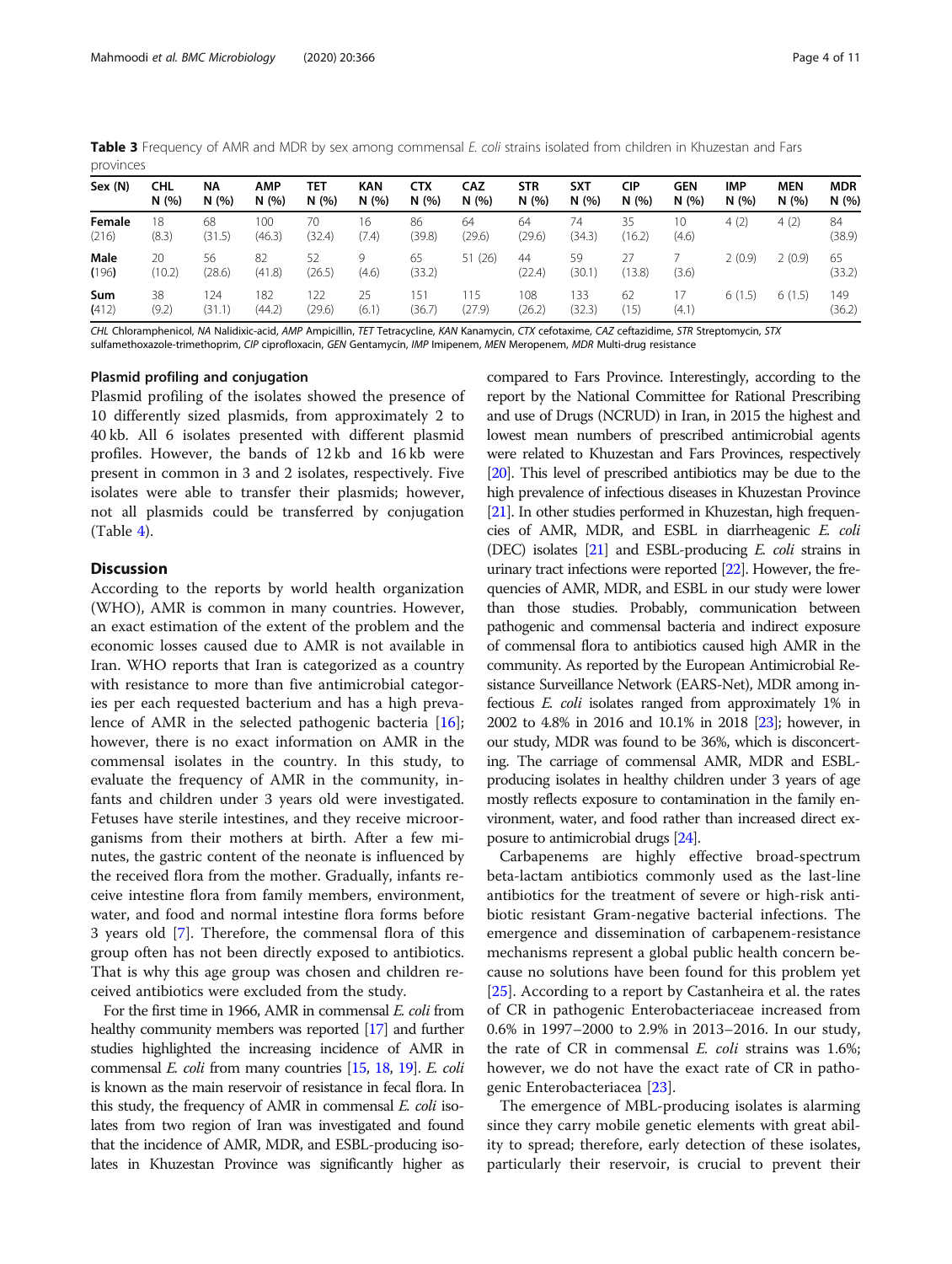**Table 3** Frequency of AMR and MDR by sex among commensal *E. coli* strains isolated from children in Khuzestan and Fars provinces

| Sex (N) | CHL N (%) | NA N (%) | AMP N (%) | TET N (%) | KAN N (%) | CTX N (%) | CAZ N (%) | STR N (%) | SXT N (%) | CIP N (%) | GEN N (%) | IMP N (%) | MEN N (%) | MDR N (%) |
|---|---|---|---|---|---|---|---|---|---|---|---|---|---|---|
| **Female** (216) | 18 (8.3) | 68 (31.5) | 100 (46.3) | 70 (32.4) | 16 (7.4) | 86 (39.8) | 64 (29.6) | 64 (29.6) | 74 (34.3) | 35 (16.2) | 10 (4.6) | 4 (2) | 4 (2) | 84 (38.9) |
| **Male** (196) | 20 (10.2) | 56 (28.6) | 82 (41.8) | 52 (26.5) | 9 (4.6) | 65 (33.2) | 51 (26) | 44 (22.4) | 59 (30.1) | 27 (13.8) | 7 (3.6) | 2 (0.9) | 2 (0.9) | 65 (33.2) |
| **Sum** (412) | 38 (9.2) | 124 (31.1) | 182 (44.2) | 122 (29.6) | 25 (6.1) | 151 (36.7) | 115 (27.9) | 108 (26.2) | 133 (32.3) | 62 (15) | 17 (4.1) | 6 (1.5) | 6 (1.5) | 149 (36.2) |

*CHL* Chloramphenicol, *NA* Nalidixic-acid, *AMP* Ampicillin, *TET* Tetracycline, *KAN* Kanamycin, *CTX* cefotaxime, *CAZ* ceftazidime, *STR* Streptomycin, *STX* sulfamethoxazole-trimethoprim, *CIP* ciprofloxacin, *GEN* Gentamycin, *IMP* Imipenem, *MEN* Meropenem, *MDR* Multi-drug resistance

### Plasmid profiling and conjugation

Plasmid profiling of the isolates showed the presence of 10 differently sized plasmids, from approximately 2 to 40 kb. All 6 isolates presented with different plasmid profiles. However, the bands of 12 kb and 16 kb were present in common in 3 and 2 isolates, respectively. Five isolates were able to transfer their plasmids; however, not all plasmids could be transferred by conjugation (Table 4).

## Discussion

According to the reports by world health organization (WHO), AMR is common in many countries. However, an exact estimation of the extent of the problem and the economic losses caused due to AMR is not available in Iran. WHO reports that Iran is categorized as a country with resistance to more than five antimicrobial categories per each requested bacterium and has a high prevalence of AMR in the selected pathogenic bacteria [16]; however, there is no exact information on AMR in the commensal isolates in the country. In this study, to evaluate the frequency of AMR in the community, infants and children under 3 years old were investigated. Fetuses have sterile intestines, and they receive microorganisms from their mothers at birth. After a few minutes, the gastric content of the neonate is influenced by the received flora from the mother. Gradually, infants receive intestine flora from family members, environment, water, and food and normal intestine flora forms before 3 years old [7]. Therefore, the commensal flora of this group often has not been directly exposed to antibiotics. That is why this age group was chosen and children received antibiotics were excluded from the study.

For the first time in 1966, AMR in commensal *E. coli* from healthy community members was reported [17] and further studies highlighted the increasing incidence of AMR in commensal *E. coli* from many countries [15, 18, 19]. *E. coli* is known as the main reservoir of resistance in fecal flora. In this study, the frequency of AMR in commensal *E. coli* isolates from two region of Iran was investigated and found that the incidence of AMR, MDR, and ESBL-producing isolates in Khuzestan Province was significantly higher as compared to Fars Province. Interestingly, according to the report by the National Committee for Rational Prescribing and use of Drugs (NCRUD) in Iran, in 2015 the highest and lowest mean numbers of prescribed antimicrobial agents were related to Khuzestan and Fars Provinces, respectively [20]. This level of prescribed antibiotics may be due to the high prevalence of infectious diseases in Khuzestan Province [21]. In other studies performed in Khuzestan, high frequencies of AMR, MDR, and ESBL in diarrheagenic *E. coli* (DEC) isolates [21] and ESBL-producing *E. coli* strains in urinary tract infections were reported [22]. However, the frequencies of AMR, MDR, and ESBL in our study were lower than those studies. Probably, communication between pathogenic and commensal bacteria and indirect exposure of commensal flora to antibiotics caused high AMR in the community. As reported by the European Antimicrobial Resistance Surveillance Network (EARS-Net), MDR among infectious *E. coli* isolates ranged from approximately 1% in 2002 to 4.8% in 2016 and 10.1% in 2018 [23]; however, in our study, MDR was found to be 36%, which is disconcerting. The carriage of commensal AMR, MDR and ESBL-producing isolates in healthy children under 3 years of age mostly reflects exposure to contamination in the family environment, water, and food rather than increased direct exposure to antimicrobial drugs [24].

Carbapenems are highly effective broad-spectrum beta-lactam antibiotics commonly used as the last-line antibiotics for the treatment of severe or high-risk antibiotic resistant Gram-negative bacterial infections. The emergence and dissemination of carbapenem-resistance mechanisms represent a global public health concern because no solutions have been found for this problem yet [25]. According to a report by Castanheira et al. the rates of CR in pathogenic Enterobacteriaceae increased from 0.6% in 1997–2000 to 2.9% in 2013–2016. In our study, the rate of CR in commensal *E. coli* strains was 1.6%; however, we do not have the exact rate of CR in pathogenic Enterobacteriacea [23].

The emergence of MBL-producing isolates is alarming since they carry mobile genetic elements with great ability to spread; therefore, early detection of these isolates, particularly their reservoir, is crucial to prevent their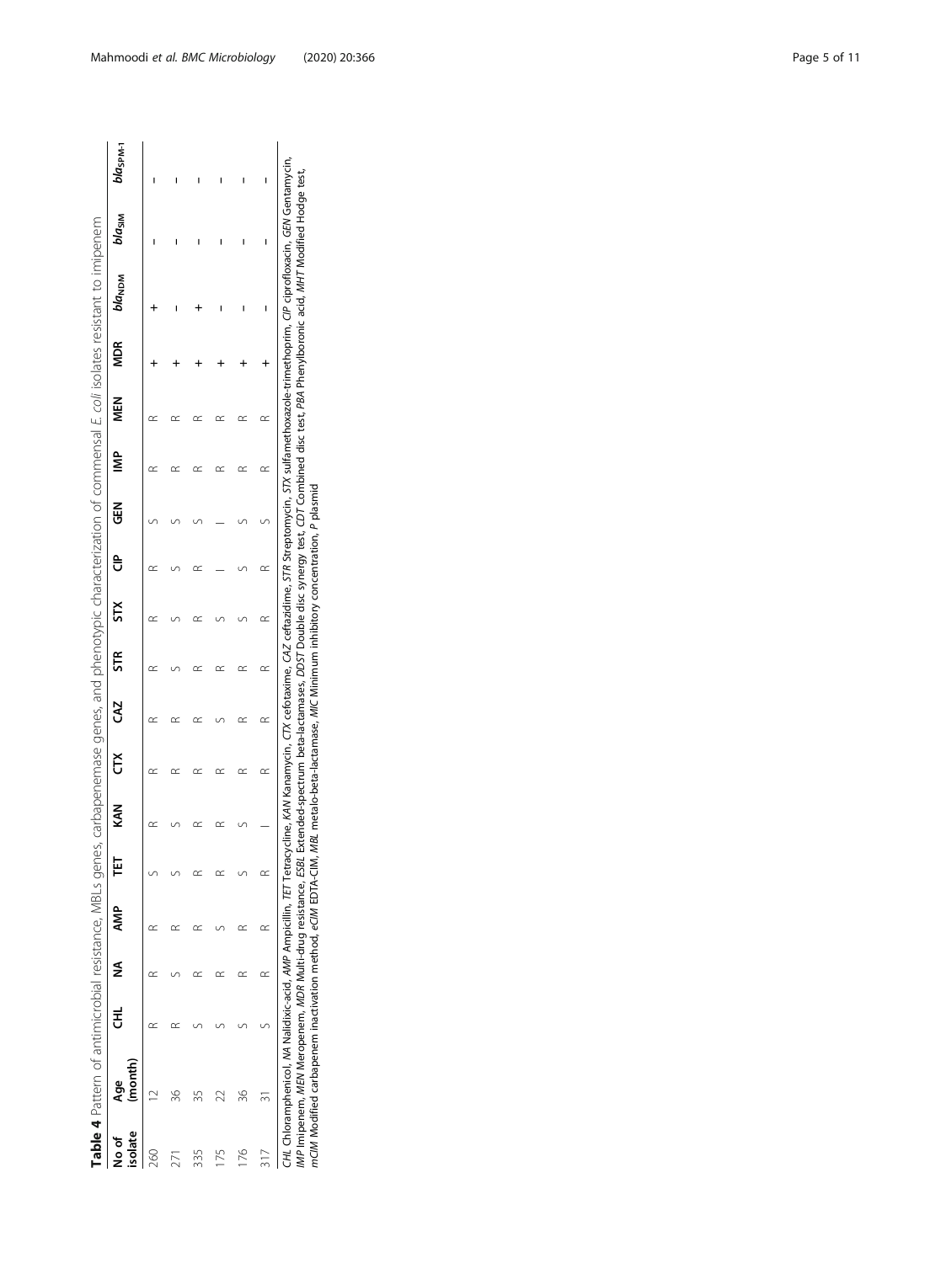**Table 4** Pattern of antimicrobial resistance, MBLs genes, carbapenemase genes, and phenotypic characterization of commensal *E. coli* isolates resistant to imipenem

| No of isolate | Age (month) | CHL | NA | AMP | TET | KAN | CTX | CAZ | STR | STX | CIP | GEN | IMP | MEN | MDR | $bla_{NDM}$ | $bla_{SIM}$ | $bla_{SPM-1}$ |
|---|---|---|---|---|---|---|---|---|---|---|---|---|---|---|---|---|---|---|
| 260 | 12 | R | R | R | S | R | R | R | R | R | R | S | R | R | + | + | – | – |
| 271 | 36 | R | S | R | S | S | R | R | S | S | S | S | R | R | + | – | – | – |
| 335 | 35 | S | R | R | R | R | R | R | R | R | R | S | R | R | + | + | – | – |
| 175 | 22 | S | R | S | R | R | R | S | R | S | I | I | R | R | + | – | – | – |
| 176 | 36 | S | R | R | S | S | R | R | R | S | S | S | R | R | + | – | – | – |
| 317 | 31 | S | R | R | R | I | R | R | R | R | R | S | R | R | + | – | – | – |

*CHL* Chloramphenicol, *NA* Nalidixic-acid, *AMP* Ampicillin, *TET* Tetracycline, *KAN* Kanamycin, *CTX* cefotaxime, *CAZ* ceftazidime, *STR* Streptomycin, *STX* sulfamethoxazole-trimethoprim, *CIP* ciprofloxacin, *GEN* Gentamycin, *IMP* Imipenem, *MEN* Meropenem, *MDR* Multi-drug resistance, *ESBL* Extended-spectrum beta-lactamases, *DDST* Double disc synergy test, *CDT* Combined disc test, *PBA* Phenylboronic acid, *MHT* Modified Hodge test, *mCIM* Modified carbapenem inactivation method, *eCIM* EDTA-CIM, *MBL* metalo-beta-lactamase, *MIC* Minimum inhibitory concentration, *P* plasmid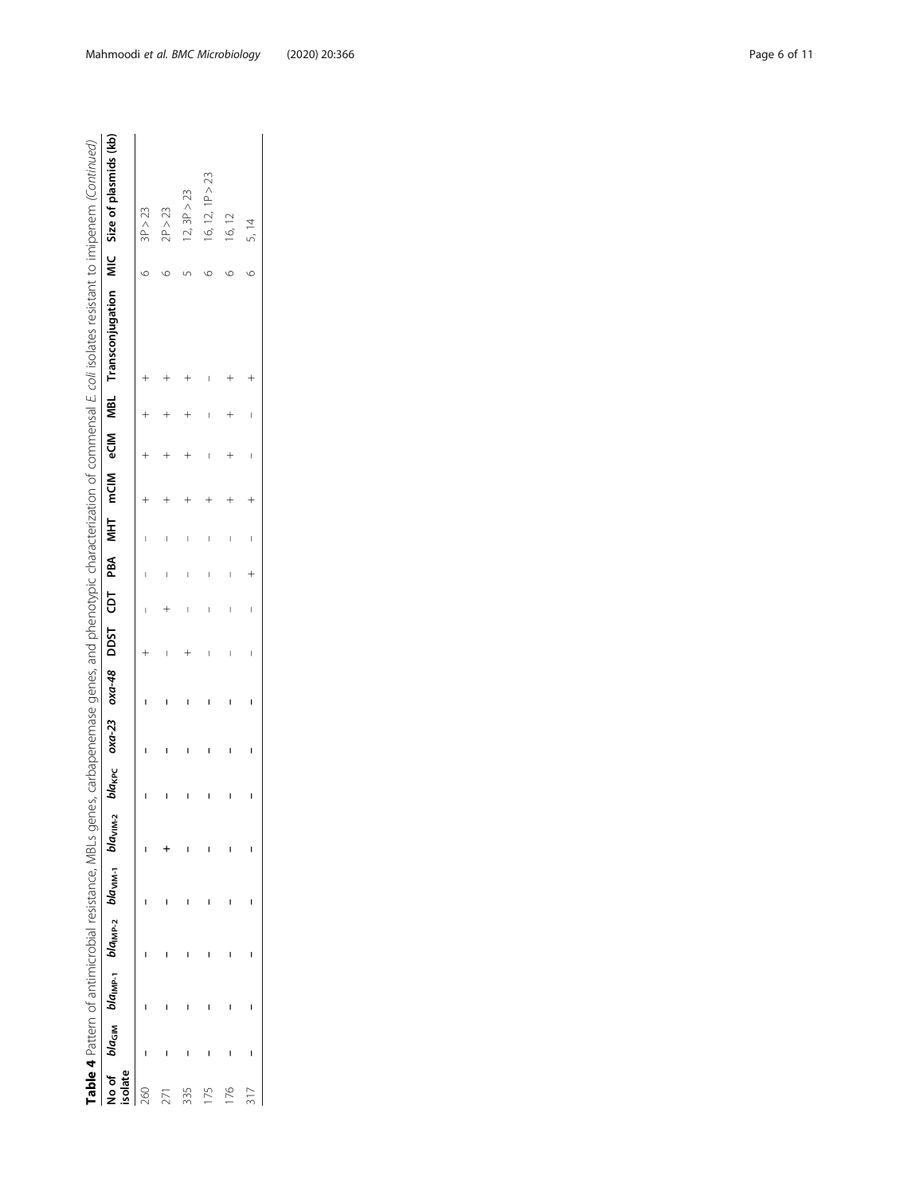**Table 4** Pattern of antimicrobial resistance, MBLs genes, carbapenemase genes, and phenotypic characterization of commensal *E. coli* isolates resistant to imipenem *(Continued)*

| No of isolate | $bla_{GIM}$ | $bla_{IMP-1}$ | $bla_{IMP-2}$ | $bla_{VIM-1}$ | $bla_{VIM-2}$ | $bla_{KPC}$ | *oxa-23* | *oxa-48* | DDST | CDT | PBA | MHT | mCIM | eCIM | MBL | Transconjugation | MIC | Size of plasmids (kb) |
|---|---|---|---|---|---|---|---|---|---|---|---|---|---|---|---|---|---|---|
| 260 | – | – | – | – | – | – | – | – | + | – | – | – | + | + | + | + | 6 | 3P > 23 |
| 271 | – | – | – | – | + | – | – | – | – | + | – | – | + | + | + | + | 6 | 2P > 23 |
| 335 | – | – | – | – | – | – | – | – | + | – | – | – | + | + | + | + | 5 | 12, 3P > 23 |
| 175 | – | – | – | – | – | – | – | – | – | – | – | – | + | – | – | – | 6 | 16, 12, 1P > 23 |
| 176 | – | – | – | – | – | – | – | – | – | – | – | – | + | + | + | + | 6 | 16, 12 |
| 317 | – | – | – | – | – | – | – | – | – | – | + | – | + | – | – | + | 6 | 5, 14 |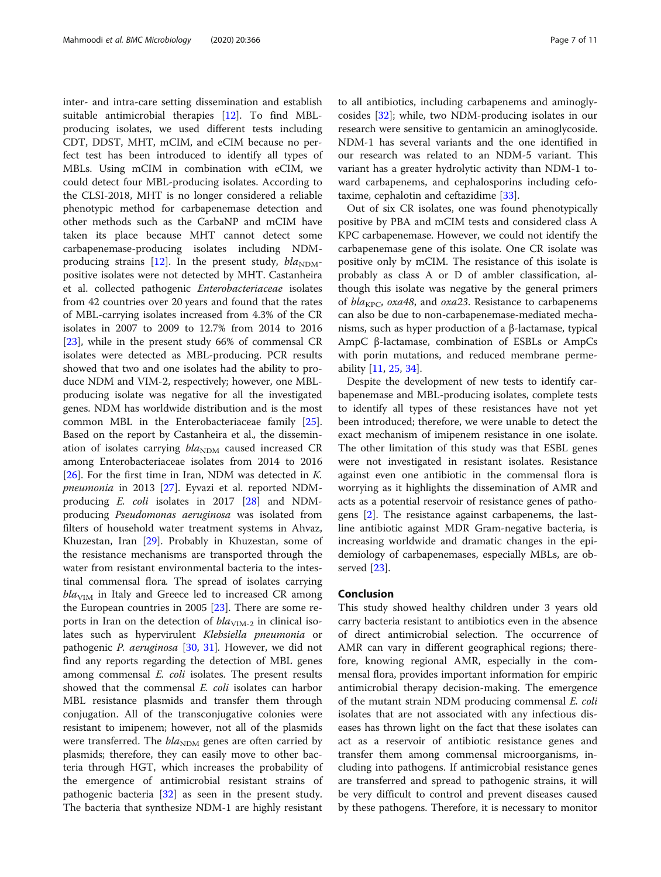inter- and intra-care setting dissemination and establish suitable antimicrobial therapies [12]. To find MBL-producing isolates, we used different tests including CDT, DDST, MHT, mCIM, and eCIM because no perfect test has been introduced to identify all types of MBLs. Using mCIM in combination with eCIM, we could detect four MBL-producing isolates. According to the CLSI-2018, MHT is no longer considered a reliable phenotypic method for carbapenemase detection and other methods such as the CarbaNP and mCIM have taken its place because MHT cannot detect some carbapenemase-producing isolates including NDM-producing strains [12]. In the present study, $bla_{\mathrm{NDM}}$-positive isolates were not detected by MHT. Castanheira et al. collected pathogenic *Enterobacteriaceae* isolates from 42 countries over 20 years and found that the rates of MBL-carrying isolates increased from 4.3% of the CR isolates in 2007 to 2009 to 12.7% from 2014 to 2016 [23], while in the present study 66% of commensal CR isolates were detected as MBL-producing. PCR results showed that two and one isolates had the ability to produce NDM and VIM-2, respectively; however, one MBL-producing isolate was negative for all the investigated genes. NDM has worldwide distribution and is the most common MBL in the Enterobacteriaceae family [25]. Based on the report by Castanheira et al., the dissemination of isolates carrying $bla_{\mathrm{NDM}}$ caused increased CR among Enterobacteriaceae isolates from 2014 to 2016 [26]. For the first time in Iran, NDM was detected in *K. pneumonia* in 2013 [27]. Eyvazi et al. reported NDM-producing *E. coli* isolates in 2017 [28] and NDM-producing *Pseudomonas aeruginosa* was isolated from filters of household water treatment systems in Ahvaz, Khuzestan, Iran [29]. Probably in Khuzestan, some of the resistance mechanisms are transported through the water from resistant environmental bacteria to the intestinal commensal flora. The spread of isolates carrying $bla_{\mathrm{VIM}}$ in Italy and Greece led to increased CR among the European countries in 2005 [23]. There are some reports in Iran on the detection of $bla_{\mathrm{VIM\text{-}2}}$ in clinical isolates such as hypervirulent *Klebsiella pneumonia* or pathogenic *P. aeruginosa* [30, 31]. However, we did not find any reports regarding the detection of MBL genes among commensal *E. coli* isolates. The present results showed that the commensal *E. coli* isolates can harbor MBL resistance plasmids and transfer them through conjugation. All of the transconjugative colonies were resistant to imipenem; however, not all of the plasmids were transferred. The $bla_{\mathrm{NDM}}$ genes are often carried by plasmids; therefore, they can easily move to other bacteria through HGT, which increases the probability of the emergence of antimicrobial resistant strains of pathogenic bacteria [32] as seen in the present study. The bacteria that synthesize NDM-1 are highly resistant to all antibiotics, including carbapenems and aminoglycosides [32]; while, two NDM-producing isolates in our research were sensitive to gentamicin an aminoglycoside. NDM-1 has several variants and the one identified in our research was related to an NDM-5 variant. This variant has a greater hydrolytic activity than NDM-1 toward carbapenems, and cephalosporins including cefotaxime, cephalotin and ceftazidime [33].

Out of six CR isolates, one was found phenotypically positive by PBA and mCIM tests and considered class A KPC carbapenemase. However, we could not identify the carbapenemase gene of this isolate. One CR isolate was positive only by mCIM. The resistance of this isolate is probably as class A or D of ambler classification, although this isolate was negative by the general primers of $bla_{\mathrm{KPC}}$, *oxa48*, and *oxa23*. Resistance to carbapenems can also be due to non-carbapenemase-mediated mechanisms, such as hyper production of a β-lactamase, typical AmpC β-lactamase, combination of ESBLs or AmpCs with porin mutations, and reduced membrane permeability [11, 25, 34].

Despite the development of new tests to identify carbapenemase and MBL-producing isolates, complete tests to identify all types of these resistances have not yet been introduced; therefore, we were unable to detect the exact mechanism of imipenem resistance in one isolate. The other limitation of this study was that ESBL genes were not investigated in resistant isolates. Resistance against even one antibiotic in the commensal flora is worrying as it highlights the dissemination of AMR and acts as a potential reservoir of resistance genes of pathogens [2]. The resistance against carbapenems, the last-line antibiotic against MDR Gram-negative bacteria, is increasing worldwide and dramatic changes in the epidemiology of carbapenemases, especially MBLs, are observed [23].

## Conclusion

This study showed healthy children under 3 years old carry bacteria resistant to antibiotics even in the absence of direct antimicrobial selection. The occurrence of AMR can vary in different geographical regions; therefore, knowing regional AMR, especially in the commensal flora, provides important information for empiric antimicrobial therapy decision-making. The emergence of the mutant strain NDM producing commensal *E. coli* isolates that are not associated with any infectious diseases has thrown light on the fact that these isolates can act as a reservoir of antibiotic resistance genes and transfer them among commensal microorganisms, including into pathogens. If antimicrobial resistance genes are transferred and spread to pathogenic strains, it will be very difficult to control and prevent diseases caused by these pathogens. Therefore, it is necessary to monitor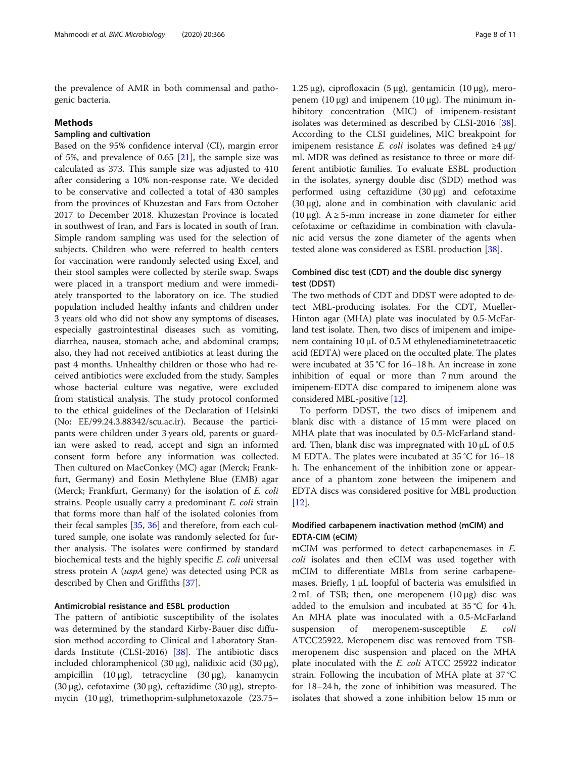the prevalence of AMR in both commensal and pathogenic bacteria.

## Methods

### Sampling and cultivation

Based on the 95% confidence interval (CI), margin error of 5%, and prevalence of 0.65 [21], the sample size was calculated as 373. This sample size was adjusted to 410 after considering a 10% non-response rate. We decided to be conservative and collected a total of 430 samples from the provinces of Khuzestan and Fars from October 2017 to December 2018. Khuzestan Province is located in southwest of Iran, and Fars is located in south of Iran. Simple random sampling was used for the selection of subjects. Children who were referred to health centers for vaccination were randomly selected using Excel, and their stool samples were collected by sterile swap. Swaps were placed in a transport medium and were immediately transported to the laboratory on ice. The studied population included healthy infants and children under 3 years old who did not show any symptoms of diseases, especially gastrointestinal diseases such as vomiting, diarrhea, nausea, stomach ache, and abdominal cramps; also, they had not received antibiotics at least during the past 4 months. Unhealthy children or those who had received antibiotics were excluded from the study. Samples whose bacterial culture was negative, were excluded from statistical analysis. The study protocol conformed to the ethical guidelines of the Declaration of Helsinki (No: EE/99.24.3.88342/scu.ac.ir). Because the participants were children under 3 years old, parents or guardian were asked to read, accept and sign an informed consent form before any information was collected. Then cultured on MacConkey (MC) agar (Merck; Frankfurt, Germany) and Eosin Methylene Blue (EMB) agar (Merck; Frankfurt, Germany) for the isolation of *E. coli* strains. People usually carry a predominant *E. coli* strain that forms more than half of the isolated colonies from their fecal samples [35, 36] and therefore, from each cultured sample, one isolate was randomly selected for further analysis. The isolates were confirmed by standard biochemical tests and the highly specific *E. coli* universal stress protein A (*uspA* gene) was detected using PCR as described by Chen and Griffiths [37].

### Antimicrobial resistance and ESBL production

The pattern of antibiotic susceptibility of the isolates was determined by the standard Kirby-Bauer disc diffusion method according to Clinical and Laboratory Standards Institute (CLSI-2016) [38]. The antibiotic discs included chloramphenicol (30 μg), nalidixic acid (30 μg), ampicillin (10 μg), tetracycline (30 μg), kanamycin (30 μg), cefotaxime (30 μg), ceftazidime (30 μg), streptomycin (10 μg), trimethoprim-sulphmetoxazole (23.75–1.25 μg), ciprofloxacin (5 μg), gentamicin (10 μg), meropenem (10 μg) and imipenem (10 μg). The minimum inhibitory concentration (MIC) of imipenem-resistant isolates was determined as described by CLSI-2016 [38]. According to the CLSI guidelines, MIC breakpoint for imipenem resistance *E. coli* isolates was defined ≥4 μg/ml. MDR was defined as resistance to three or more different antibiotic families. To evaluate ESBL production in the isolates, synergy double disc (SDD) method was performed using ceftazidime (30 μg) and cefotaxime (30 μg), alone and in combination with clavulanic acid (10 μg). A ≥ 5-mm increase in zone diameter for either cefotaxime or ceftazidime in combination with clavulanic acid versus the zone diameter of the agents when tested alone was considered as ESBL production [38].

### Combined disc test (CDT) and the double disc synergy test (DDST)

The two methods of CDT and DDST were adopted to detect MBL-producing isolates. For the CDT, Mueller-Hinton agar (MHA) plate was inoculated by 0.5-McFarland test isolate. Then, two discs of imipenem and imipenem containing 10 μL of 0.5 M ethylenediaminetetraacetic acid (EDTA) were placed on the occulted plate. The plates were incubated at 35 °C for 16–18 h. An increase in zone inhibition of equal or more than 7 mm around the imipenem-EDTA disc compared to imipenem alone was considered MBL-positive [12].

To perform DDST, the two discs of imipenem and blank disc with a distance of 15 mm were placed on MHA plate that was inoculated by 0.5-McFarland standard. Then, blank disc was impregnated with 10 μL of 0.5 M EDTA. The plates were incubated at 35 °C for 16–18 h. The enhancement of the inhibition zone or appearance of a phantom zone between the imipenem and EDTA discs was considered positive for MBL production [12].

### Modified carbapenem inactivation method (mCIM) and EDTA-CIM (eCIM)

mCIM was performed to detect carbapenemases in *E. coli* isolates and then eCIM was used together with mCIM to differentiate MBLs from serine carbapenemases. Briefly, 1 μL loopful of bacteria was emulsified in 2 mL of TSB; then, one meropenem (10 μg) disc was added to the emulsion and incubated at 35 °C for 4 h. An MHA plate was inoculated with a 0.5-McFarland suspension of meropenem-susceptible *E. coli* ATCC25922. Meropenem disc was removed from TSB-meropenem disc suspension and placed on the MHA plate inoculated with the *E. coli* ATCC 25922 indicator strain. Following the incubation of MHA plate at 37 °C for 18–24 h, the zone of inhibition was measured. The isolates that showed a zone inhibition below 15 mm or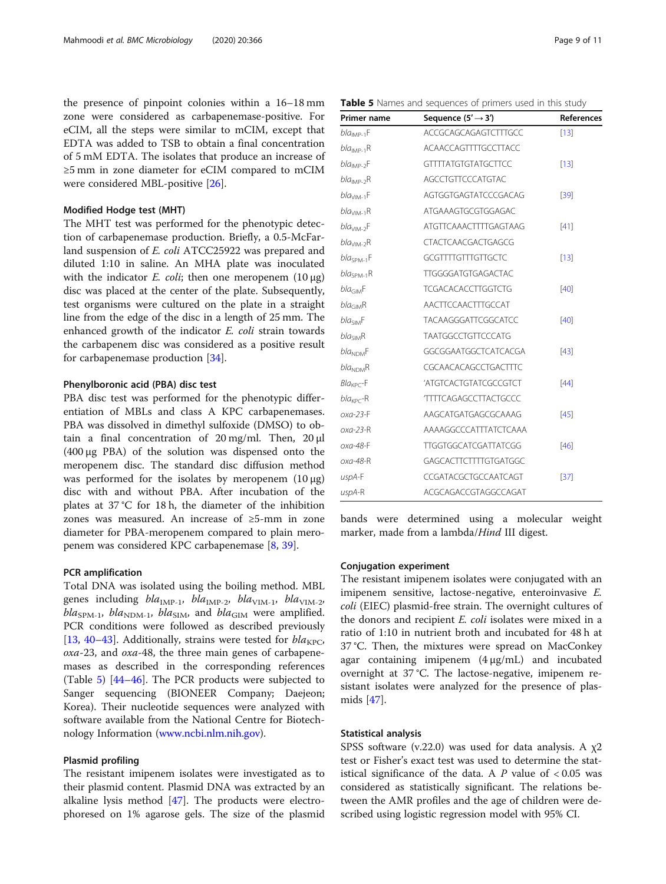the presence of pinpoint colonies within a 16–18 mm zone were considered as carbapenemase-positive. For eCIM, all the steps were similar to mCIM, except that EDTA was added to TSB to obtain a final concentration of 5 mM EDTA. The isolates that produce an increase of ≥5 mm in zone diameter for eCIM compared to mCIM were considered MBL-positive [26].

### Modified Hodge test (MHT)

The MHT test was performed for the phenotypic detection of carbapenemase production. Briefly, a 0.5-McFarland suspension of *E. coli* ATCC25922 was prepared and diluted 1:10 in saline. An MHA plate was inoculated with the indicator *E. coli*; then one meropenem (10 μg) disc was placed at the center of the plate. Subsequently, test organisms were cultured on the plate in a straight line from the edge of the disc in a length of 25 mm. The enhanced growth of the indicator *E. coli* strain towards the carbapenem disc was considered as a positive result for carbapenemase production [34].

### Phenylboronic acid (PBA) disc test

PBA disc test was performed for the phenotypic differentiation of MBLs and class A KPC carbapenemases. PBA was dissolved in dimethyl sulfoxide (DMSO) to obtain a final concentration of 20 mg/ml. Then, 20 μl (400 μg PBA) of the solution was dispensed onto the meropenem disc. The standard disc diffusion method was performed for the isolates by meropenem (10 μg) disc with and without PBA. After incubation of the plates at 37 °C for 18 h, the diameter of the inhibition zones was measured. An increase of ≥5-mm in zone diameter for PBA-meropenem compared to plain meropenem was considered KPC carbapenemase [8, 39].

### PCR amplification

Total DNA was isolated using the boiling method. MBL genes including $bla_{\text{IMP-1}}$, $bla_{\text{IMP-2}}$, $bla_{\text{VIM-1}}$, $bla_{\text{VIM-2}}$, $bla_{\text{SPM-1}}$, $bla_{\text{NDM-1}}$, $bla_{\text{SIM}}$, and $bla_{\text{GIM}}$ were amplified. PCR conditions were followed as described previously [13, 40–43]. Additionally, strains were tested for $bla_{\text{KPC}}$, *oxa*-23, and *oxa*-48, the three main genes of carbapenemases as described in the corresponding references (Table 5) [44–46]. The PCR products were subjected to Sanger sequencing (BIONEER Company; Daejeon; Korea). Their nucleotide sequences were analyzed with software available from the National Centre for Biotechnology Information (www.ncbi.nlm.nih.gov).

### Plasmid profiling

The resistant imipenem isolates were investigated as to their plasmid content. Plasmid DNA was extracted by an alkaline lysis method [47]. The products were electrophoresed on 1% agarose gels. The size of the plasmid bands were determined using a molecular weight marker, made from a lambda/*Hind* III digest.

**Table 5** Names and sequences of primers used in this study

| Primer name | Sequence (5′ → 3′) | References |
|---|---|---|
| $bla_{\text{IMP-1}}$F | ACCGCAGCAGAGTCTTTGCC | [13] |
| $bla_{\text{IMP-1}}$R | ACAACCAGTTTTGCCTTACC | |
| $bla_{\text{IMP-2}}$F | GTTTTATGTGTATGCTTCC | [13] |
| $bla_{\text{IMP-2}}$R | AGCCTGTTCCCATGTAC | |
| $bla_{\text{VIM-1}}$F | AGTGGTGAGTATCCCGACAG | [39] |
| $bla_{\text{VIM-1}}$R | ATGAAAGTGCGTGGAGAC | |
| $bla_{\text{VIM-2}}$F | ATGTTCAAACTTTTGAGTAAG | [41] |
| $bla_{\text{VIM-2}}$R | CTACTCAACGACTGAGCG | |
| $bla_{\text{SPM-1}}$F | GCGTTTTGTTTGTTGCTC | [13] |
| $bla_{\text{SPM-1}}$R | TTGGGGATGTGAGACTAC | |
| $bla_{\text{GIM}}$F | TCGACACACCTTGGTCTG | [40] |
| $bla_{\text{GIM}}$R | AACTTCCAACTTTGCCAT | |
| $bla_{\text{SIM}}$F | TACAAGGGATTCGGCATCC | [40] |
| $bla_{\text{SIM}}$R | TAATGGCCTGTTCCCATG | |
| $bla_{\text{NDM}}$F | GGCGGAATGGCTCATCACGA | [43] |
| $bla_{\text{NDM}}$R | CGCAACACAGCCTGACTTTC | |
| $Bla_{\text{KPC}}$-F | ′ATGTCACTGTATCGCCGTCT | [44] |
| $bla_{\text{KPC}}$-R | ′TTTTCAGAGCCTTACTGCCC | |
| *oxa-23*-F | AAGCATGATGAGCGCAAAG | [45] |
| *oxa-23*-R | AAAAGGCCCATTTATCTCAAA | |
| *oxa-48*-F | TTGGTGGCATCGATTATCGG | [46] |
| *oxa-48*-R | GAGCACTTCTTTTGTGATGGC | |
| *uspA*-F | CCGATACGCTGCCAATCAGT | [37] |
| *uspA*-R | ACGCAGACCGTAGGCCAGAT | |

### Conjugation experiment

The resistant imipenem isolates were conjugated with an imipenem sensitive, lactose-negative, enteroinvasive *E. coli* (EIEC) plasmid-free strain. The overnight cultures of the donors and recipient *E. coli* isolates were mixed in a ratio of 1:10 in nutrient broth and incubated for 48 h at 37 °C. Then, the mixtures were spread on MacConkey agar containing imipenem (4 μg/mL) and incubated overnight at 37 °C. The lactose-negative, imipenem resistant isolates were analyzed for the presence of plasmids [47].

### Statistical analysis

SPSS software (v.22.0) was used for data analysis. A $\chi 2$ test or Fisher's exact test was used to determine the statistical significance of the data. A $P$ value of $< 0.05$ was considered as statistically significant. The relations between the AMR profiles and the age of children were described using logistic regression model with 95% CI.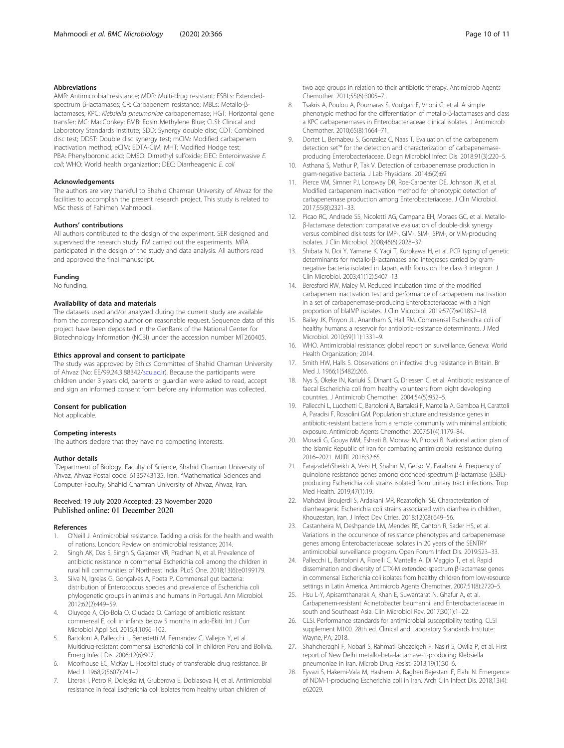### Abbreviations

AMR: Antimicrobial resistance; MDR: Multi-drug resistant; ESBLs: Extended-spectrum β-lactamases; CR: Carbapenem resistance; MBLs: Metallo-β-lactamases; KPC: *Klebsiella pneumoniae* carbapenemase; HGT: Horizontal gene transfer; MC: MacConkey; EMB: Eosin Methylene Blue; CLSI: Clinical and Laboratory Standards Institute; SDD: Synergy double disc; CDT: Combined disc test; DDST: Double disc synergy test; mCIM: Modified carbapenem inactivation method; eCIM: EDTA-CIM; MHT: Modified Hodge test; PBA: Phenylboronic acid; DMSO: Dimethyl sulfoxide; EIEC: Enteroinvasive *E. coli*; WHO: World health organization; DEC: Diarrheagenic *E. coli*

### Acknowledgements

The authors are very thankful to Shahid Chamran University of Ahvaz for the facilities to accomplish the present research project. This study is related to MSc thesis of Fahimeh Mahmoodi.

### Authors' contributions

All authors contributed to the design of the experiment. SER designed and supervised the research study. FM carried out the experiments. MRA participated in the design of the study and data analysis. All authors read and approved the final manuscript.

### Funding

No funding.

### Availability of data and materials

The datasets used and/or analyzed during the current study are available from the corresponding author on reasonable request. Sequence data of this project have been deposited in the GenBank of the National Center for Biotechnology Information (NCBI) under the accession number MT260405.

### Ethics approval and consent to participate

The study was approved by Ethics Committee of Shahid Chamran University of Ahvaz (No: EE/99.24.3.88342/scu.ac.ir). Because the participants were children under 3 years old, parents or guardian were asked to read, accept and sign an informed consent form before any information was collected.

### Consent for publication

Not applicable.

### Competing interests

The authors declare that they have no competing interests.

### Author details

[1]Department of Biology, Faculty of Science, Shahid Chamran University of Ahvaz, Ahvaz Postal code: 6135743135, Iran. [2]Mathematical Sciences and Computer Faculty, Shahid Chamran University of Ahvaz, Ahvaz, Iran.

Received: 19 July 2020 Accepted: 23 November 2020
Published online: 01 December 2020

### References

1. O'Neill J. Antimicrobial resistance. Tackling a crisis for the health and wealth of nations. London: Review on antimicrobial resistance; 2014.
2. Singh AK, Das S, Singh S, Gajamer VR, Pradhan N, et al. Prevalence of antibiotic resistance in commensal Escherichia coli among the children in rural hill communities of Northeast India. PLoS One. 2018;13(6):e0199179.
3. Silva N, Igrejas G, Gonçalves A, Poeta P. Commensal gut bacteria: distribution of Enterococcus species and prevalence of Escherichia coli phylogenetic groups in animals and humans in Portugal. Ann Microbiol. 2012;62(2):449–59.
4. Oluyege A, Ojo-Bola O, Oludada O. Carriage of antibiotic resistant commensal E. coli in infants below 5 months in ado-Ekiti. Int J Curr Microbiol Appl Sci. 2015;4:1096–102.
5. Bartoloni A, Pallecchi L, Benedetti M, Fernandez C, Vallejos Y, et al. Multidrug-resistant commensal Escherichia coli in children Peru and Bolivia. Emerg Infect Dis. 2006;12(6):907.
6. Moorhouse EC, McKay L. Hospital study of transferable drug resistance. Br Med J. 1968;2(5607):741–2.
7. Literak I, Petro R, Dolejska M, Gruberova E, Dobiasova H, et al. Antimicrobial resistance in fecal Escherichia coli isolates from healthy urban children of two age groups in relation to their antibiotic therapy. Antimicrob Agents Chemother. 2011;55(6):3005–7.
8. Tsakris A, Poulou A, Pournaras S, Voulgari E, Vrioni G, et al. A simple phenotypic method for the differentiation of metallo-β-lactamases and class a KPC carbapenemases in Enterobacteriaceae clinical isolates. J Antimicrob Chemother. 2010;65(8):1664–71.
9. Dortet L, Bernabeu S, Gonzalez C, Naas T. Evaluation of the carbapenem detection set™ for the detection and characterization of carbapenemase-producing Enterobacteriaceae. Diagn Microbiol Infect Dis. 2018;91(3):220–5.
10. Asthana S, Mathur P, Tak V. Detection of carbapenemase production in gram-negative bacteria. J Lab Physicians. 2014;6(2):69.
11. Pierce VM, Simner PJ, Lonsway DR, Roe-Carpenter DE, Johnson JK, et al. Modified carbapenem inactivation method for phenotypic detection of carbapenemase production among Enterobacteriaceae. J Clin Microbiol. 2017;55(8):2321–33.
12. Picao RC, Andrade SS, Nicoletti AG, Campana EH, Moraes GC, et al. Metallo-β-lactamase detection: comparative evaluation of double-disk synergy versus combined disk tests for IMP-, GIM-, SIM-, SPM-, or VIM-producing isolates. J Clin Microbiol. 2008;46(6):2028–37.
13. Shibata N, Doi Y, Yamane K, Yagi T, Kurokawa H, et al. PCR typing of genetic determinants for metallo-β-lactamases and integrases carried by gram-negative bacteria isolated in Japan, with focus on the class 3 integron. J Clin Microbiol. 2003;41(12):5407–13.
14. Beresford RW, Maley M. Reduced incubation time of the modified carbapenem inactivation test and performance of carbapenem inactivation in a set of carbapenemase-producing Enterobacteriaceae with a high proportion of blaIMP isolates. J Clin Microbiol. 2019;57(7):e01852–18.
15. Bailey JK, Pinyon JL, Anantham S, Hall RM. Commensal Escherichia coli of healthy humans: a reservoir for antibiotic-resistance determinants. J Med Microbiol. 2010;59(11):1331–9.
16. WHO. Antimicrobial resistance: global report on surveillance. Geneva: World Health Organization; 2014.
17. Smith HW, Halls S. Observations on infective drug resistance in Britain. Br Med J. 1966;1(5482):266.
18. Nys S, Okeke IN, Kariuki S, Dinant G, Driessen C, et al. Antibiotic resistance of faecal Escherichia coli from healthy volunteers from eight developing countries. J Antimicrob Chemother. 2004;54(5):952–5.
19. Pallecchi L, Lucchetti C, Bartoloni A, Bartalesi F, Mantella A, Gamboa H, Carattoli A, Paradisi F, Rossolini GM. Population structure and resistance genes in antibiotic-resistant bacteria from a remote community with minimal antibiotic exposure. Antimicrob Agents Chemother. 2007;51(4):1179–84.
20. Moradi G, Gouya MM, Eshrati B, Mohraz M, Piroozi B. National action plan of the Islamic Republic of Iran for combating antimicrobial resistance during 2016–2021. MJIRI. 2018;32:65.
21. FarajzadehSheikh A, Veisi H, Shahin M, Getso M, Farahani A. Frequency of quinolone resistance genes among extended-spectrum β-lactamase (ESBL)-producing Escherichia coli strains isolated from urinary tract infections. Trop Med Health. 2019;47(1):19.
22. Mahdavi Broujerdi S, Ardakani MR, Rezatofighi SE. Characterization of diarrheagenic Escherichia coli strains associated with diarrhea in children, Khouzestan, Iran. J Infect Dev Ctries. 2018;12(08):649–56.
23. Castanheira M, Deshpande LM, Mendes RE, Canton R, Sader HS, et al. Variations in the occurrence of resistance phenotypes and carbapenemase genes among Enterobacteriaceae isolates in 20 years of the SENTRY antimicrobial surveillance program. Open Forum Infect Dis. 2019:S23–33.
24. Pallecchi L, Bartoloni A, Fiorelli C, Mantella A, Di Maggio T, et al. Rapid dissemination and diversity of CTX-M extended-spectrum β-lactamase genes in commensal Escherichia coli isolates from healthy children from low-resource settings in Latin America. Antimicrob Agents Chemother. 2007;51(8):2720–5.
25. Hsu L-Y, Apisarnthanarak A, Khan E, Suwantarat N, Ghafur A, et al. Carbapenem-resistant Acinetobacter baumannii and Enterobacteriaceae in south and Southeast Asia. Clin Microbiol Rev. 2017;30(1):1–22.
26. CLSI. Performance standards for antimicrobial susceptibility testing. CLSI supplement M100. 28th ed. Clinical and Laboratory Standards Institute: Wayne, PA; 2018.
27. Shahcheraghi F, Nobari S, Rahmati Ghezelgeh F, Nasiri S, Owlia P, et al. First report of New Delhi metallo-beta-lactamase-1-producing Klebsiella pneumoniae in Iran. Microb Drug Resist. 2013;19(1):30–6.
28. Eyvazi S, Hakemi-Vala M, Hashemi A, Bagheri Bejestani F, Elahi N. Emergence of NDM-1-producing Escherichia coli in Iran. Arch Clin Infect Dis. 2018;13(4):e62029.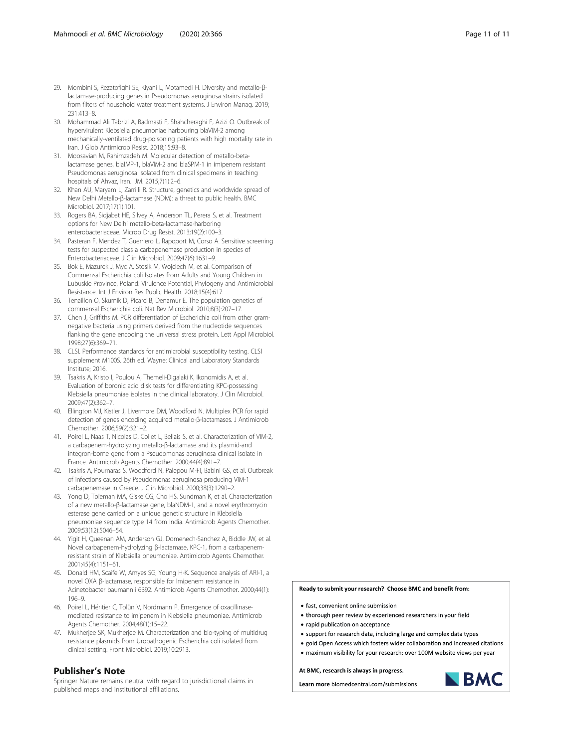29. Mombini S, Rezatofighi SE, Kiyani L, Motamedi H. Diversity and metallo-β-lactamase-producing genes in Pseudomonas aeruginosa strains isolated from filters of household water treatment systems. J Environ Manag. 2019; 231:413–8.
30. Mohammad Ali Tabrizi A, Badmasti F, Shahcheraghi F, Azizi O. Outbreak of hypervirulent Klebsiella pneumoniae harbouring blaVIM-2 among mechanically-ventilated drug-poisoning patients with high mortality rate in Iran. J Glob Antimicrob Resist. 2018;15:93–8.
31. Moosavian M, Rahimzadeh M. Molecular detection of metallo-beta-lactamase genes, blaIMP-1, blaVIM-2 and blaSPM-1 in imipenem resistant Pseudomonas aeruginosa isolated from clinical specimens in teaching hospitals of Ahvaz, Iran. IJM. 2015;7(1):2–6.
32. Khan AU, Maryam L, Zarrilli R. Structure, genetics and worldwide spread of New Delhi Metallo-β-lactamase (NDM): a threat to public health. BMC Microbiol. 2017;17(1):101.
33. Rogers BA, Sidjabat HE, Silvey A, Anderson TL, Perera S, et al. Treatment options for New Delhi metallo-beta-lactamase-harboring enterobacteriaceae. Microb Drug Resist. 2013;19(2):100–3.
34. Pasteran F, Mendez T, Guerriero L, Rapoport M, Corso A. Sensitive screening tests for suspected class a carbapenemase production in species of Enterobacteriaceae. J Clin Microbiol. 2009;47(6):1631–9.
35. Bok E, Mazurek J, Myc A, Stosik M, Wojciech M, et al. Comparison of Commensal Escherichia coli Isolates from Adults and Young Children in Lubuskie Province, Poland: Virulence Potential, Phylogeny and Antimicrobial Resistance. Int J Environ Res Public Health. 2018;15(4):617.
36. Tenaillon O, Skurnik D, Picard B, Denamur E. The population genetics of commensal Escherichia coli. Nat Rev Microbiol. 2010;8(3):207–17.
37. Chen J, Griffiths M. PCR differentiation of Escherichia coli from other gram-negative bacteria using primers derived from the nucleotide sequences flanking the gene encoding the universal stress protein. Lett Appl Microbiol. 1998;27(6):369–71.
38. CLSI. Performance standards for antimicrobial susceptibility testing. CLSI supplement M100S. 26th ed. Wayne: Clinical and Laboratory Standards Institute; 2016.
39. Tsakris A, Kristo I, Poulou A, Themeli-Digalaki K, Ikonomidis A, et al. Evaluation of boronic acid disk tests for differentiating KPC-possessing Klebsiella pneumoniae isolates in the clinical laboratory. J Clin Microbiol. 2009;47(2):362–7.
40. Ellington MJ, Kistler J, Livermore DM, Woodford N. Multiplex PCR for rapid detection of genes encoding acquired metallo-β-lactamases. J Antimicrob Chemother. 2006;59(2):321–2.
41. Poirel L, Naas T, Nicolas D, Collet L, Bellais S, et al. Characterization of VIM-2, a carbapenem-hydrolyzing metallo-β-lactamase and its plasmid-and integron-borne gene from a Pseudomonas aeruginosa clinical isolate in France. Antimicrob Agents Chemother. 2000;44(4):891–7.
42. Tsakris A, Pournaras S, Woodford N, Palepou M-FI, Babini GS, et al. Outbreak of infections caused by Pseudomonas aeruginosa producing VIM-1 carbapenemase in Greece. J Clin Microbiol. 2000;38(3):1290–2.
43. Yong D, Toleman MA, Giske CG, Cho HS, Sundman K, et al. Characterization of a new metallo-β-lactamase gene, blaNDM-1, and a novel erythromycin esterase gene carried on a unique genetic structure in Klebsiella pneumoniae sequence type 14 from India. Antimicrob Agents Chemother. 2009;53(12):5046–54.
44. Yigit H, Queenan AM, Anderson GJ, Domenech-Sanchez A, Biddle JW, et al. Novel carbapenem-hydrolyzing β-lactamase, KPC-1, from a carbapenem-resistant strain of Klebsiella pneumoniae. Antimicrob Agents Chemother. 2001;45(4):1151–61.
45. Donald HM, Scaife W, Amyes SG, Young H-K. Sequence analysis of ARI-1, a novel OXA β-lactamase, responsible for Imipenem resistance in Acinetobacter baumannii 6B92. Antimicrob Agents Chemother. 2000;44(1): 196–9.
46. Poirel L, Héritier C, Tolün V, Nordmann P. Emergence of oxacillinase-mediated resistance to imipenem in Klebsiella pneumoniae. Antimicrob Agents Chemother. 2004;48(1):15–22.
47. Mukherjee SK, Mukherjee M. Characterization and bio-typing of multidrug resistance plasmids from Uropathogenic Escherichia coli isolated from clinical setting. Front Microbiol. 2019;10:2913.

## Publisher's Note

Springer Nature remains neutral with regard to jurisdictional claims in published maps and institutional affiliations.

**Ready to submit your research? Choose BMC and benefit from:**

- fast, convenient online submission
- thorough peer review by experienced researchers in your field
- rapid publication on acceptance
- support for research data, including large and complex data types
- gold Open Access which fosters wider collaboration and increased citations
- maximum visibility for your research: over 100M website views per year

**At BMC, research is always in progress.**

**Learn more** biomedcentral.com/submissions

BMC